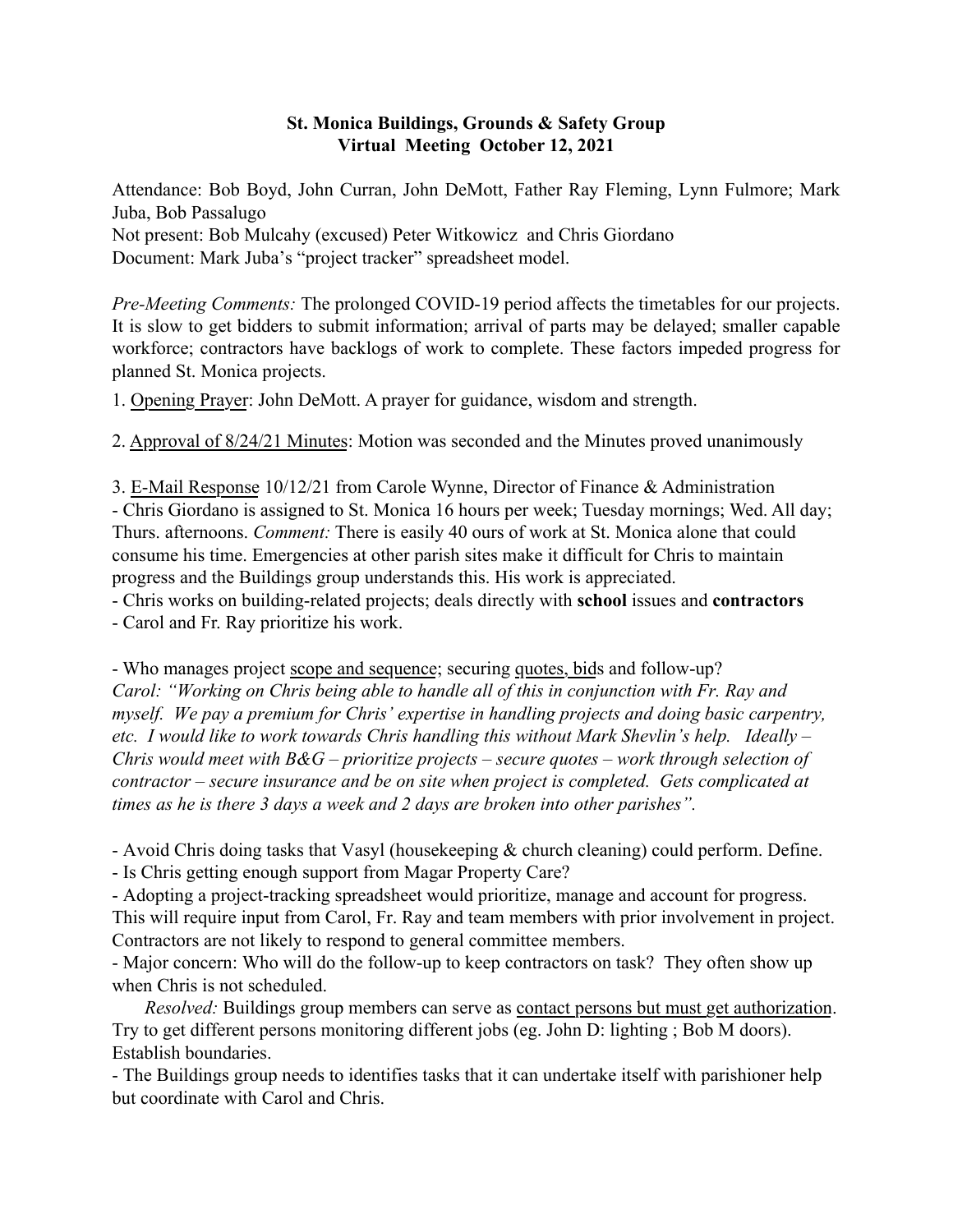**St. Monica Buildings, Grounds & Safety Group**
**Virtual Meeting October 12, 2021**

Attendance: Bob Boyd, John Curran, John DeMott, Father Ray Fleming, Lynn Fulmore; Mark Juba, Bob Passalugo
Not present: Bob Mulcahy (excused) Peter Witkowicz and Chris Giordano
Document: Mark Juba's "project tracker" spreadsheet model.

*Pre-Meeting Comments:* The prolonged COVID-19 period affects the timetables for our projects. It is slow to get bidders to submit information; arrival of parts may be delayed; smaller capable workforce; contractors have backlogs of work to complete. These factors impeded progress for planned St. Monica projects.

1. <u>Opening Prayer</u>: John DeMott. A prayer for guidance, wisdom and strength.

2. <u>Approval of 8/24/21 Minutes</u>: Motion was seconded and the Minutes proved unanimously

3. <u>E-Mail Response</u> 10/12/21 from Carole Wynne, Director of Finance & Administration
- Chris Giordano is assigned to St. Monica 16 hours per week; Tuesday mornings; Wed. All day; Thurs. afternoons. *Comment:* There is easily 40 ours of work at St. Monica alone that could consume his time. Emergencies at other parish sites make it difficult for Chris to maintain progress and the Buildings group understands this. His work is appreciated.
- Chris works on building-related projects; deals directly with **school** issues and **contractors**
- Carol and Fr. Ray prioritize his work.

- Who manages project <u>scope and sequence</u>; securing <u>quotes, bid</u>s and follow-up?
*Carol: "Working on Chris being able to handle all of this in conjunction with Fr. Ray and myself. We pay a premium for Chris' expertise in handling projects and doing basic carpentry, etc. I would like to work towards Chris handling this without Mark Shevlin's help. Ideally – Chris would meet with B&G – prioritize projects – secure quotes – work through selection of contractor – secure insurance and be on site when project is completed. Gets complicated at times as he is there 3 days a week and 2 days are broken into other parishes".*

- Avoid Chris doing tasks that Vasyl (housekeeping & church cleaning) could perform. Define.
- Is Chris getting enough support from Magar Property Care?
- Adopting a project-tracking spreadsheet would prioritize, manage and account for progress. This will require input from Carol, Fr. Ray and team members with prior involvement in project. Contractors are not likely to respond to general committee members.
- Major concern: Who will do the follow-up to keep contractors on task? They often show up when Chris is not scheduled.

*Resolved:* Buildings group members can serve as <u>contact persons but must get authorization</u>. Try to get different persons monitoring different jobs (eg. John D: lighting ; Bob M doors). Establish boundaries.
- The Buildings group needs to identifies tasks that it can undertake itself with parishioner help but coordinate with Carol and Chris.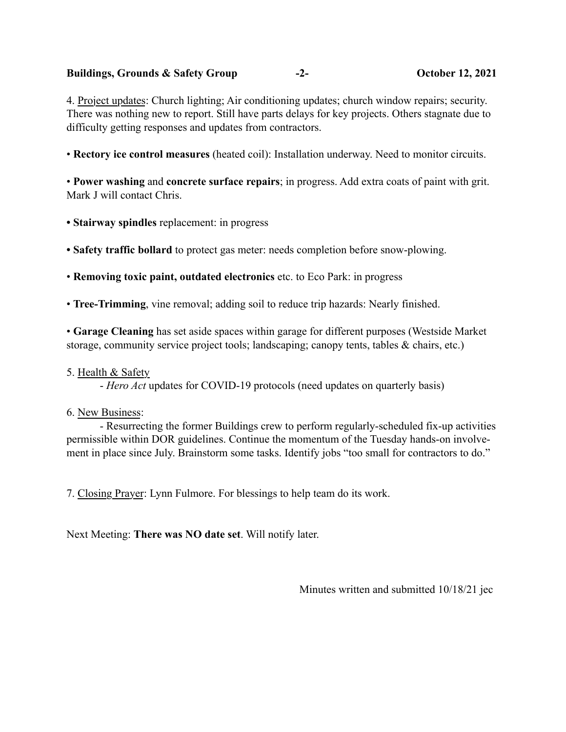4. Project updates: Church lighting; Air conditioning updates; church window repairs; security. There was nothing new to report. Still have parts delays for key projects. Others stagnate due to difficulty getting responses and updates from contractors.

• **Rectory ice control measures** (heated coil): Installation underway. Need to monitor circuits.

• **Power washing** and **concrete surface repairs**; in progress. Add extra coats of paint with grit. Mark J will contact Chris.

**• Stairway spindles** replacement: in progress

**• Safety traffic bollard** to protect gas meter: needs completion before snow-plowing.

• **Removing toxic paint, outdated electronics** etc. to Eco Park: in progress

• **Tree-Trimming**, vine removal; adding soil to reduce trip hazards: Nearly finished.

• **Garage Cleaning** has set aside spaces within garage for different purposes (Westside Market storage, community service project tools; landscaping; canopy tents, tables & chairs, etc.)

5. Health & Safety

- *Hero Act* updates for COVID-19 protocols (need updates on quarterly basis)

6. New Business:

- Resurrecting the former Buildings crew to perform regularly-scheduled fix-up activities permissible within DOR guidelines. Continue the momentum of the Tuesday hands-on involvement in place since July. Brainstorm some tasks. Identify jobs "too small for contractors to do."

7. Closing Prayer: Lynn Fulmore. For blessings to help team do its work.

Next Meeting: **There was NO date set**. Will notify later.

Minutes written and submitted 10/18/21 jec